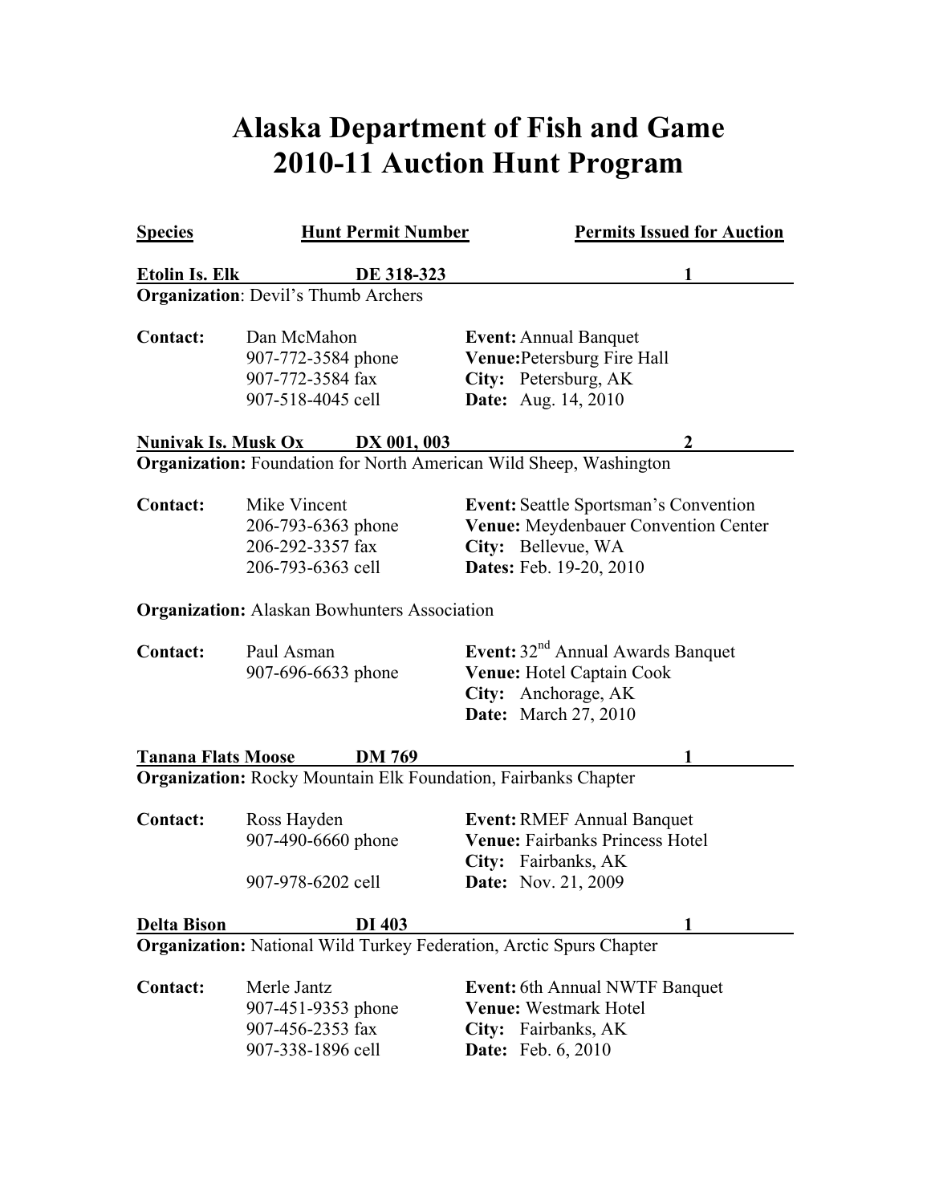# Alaska Department of Fish and Game
# 2010-11 Auction Hunt Program

| Species | Hunt Permit Number | Permits Issued for Auction |
|---|---|---|
| **Etolin Is. Elk** | **DE 318-323** | **1** |

**Organization**: Devil's Thumb Archers

**Contact:** Dan McMahon
907-772-3584 phone
907-772-3584 fax
907-518-4045 cell

**Event:** Annual Banquet
**Venue:** Petersburg Fire Hall
**City:** Petersburg, AK
**Date:** Aug. 14, 2010

| Species | Hunt Permit Number | Permits Issued for Auction |
|---|---|---|
| **Nunivak Is. Musk Ox** | **DX 001, 003** | **2** |

**Organization:** Foundation for North American Wild Sheep, Washington

**Contact:** Mike Vincent
206-793-6363 phone
206-292-3357 fax
206-793-6363 cell

**Event:** Seattle Sportsman's Convention
**Venue:** Meydenbauer Convention Center
**City:** Bellevue, WA
**Dates:** Feb. 19-20, 2010

**Organization:** Alaskan Bowhunters Association

**Contact:** Paul Asman
907-696-6633 phone

**Event:** 32nd Annual Awards Banquet
**Venue:** Hotel Captain Cook
**City:** Anchorage, AK
**Date:** March 27, 2010

| Species | Hunt Permit Number | Permits Issued for Auction |
|---|---|---|
| **Tanana Flats Moose** | **DM 769** | **1** |

**Organization:** Rocky Mountain Elk Foundation, Fairbanks Chapter

**Contact:** Ross Hayden
907-490-6660 phone
907-978-6202 cell

**Event:** RMEF Annual Banquet
**Venue:** Fairbanks Princess Hotel
**City:** Fairbanks, AK
**Date:** Nov. 21, 2009

| Species | Hunt Permit Number | Permits Issued for Auction |
|---|---|---|
| **Delta Bison** | **DI 403** | **1** |

**Organization:** National Wild Turkey Federation, Arctic Spurs Chapter

**Contact:** Merle Jantz
907-451-9353 phone
907-456-2353 fax
907-338-1896 cell

**Event:** 6th Annual NWTF Banquet
**Venue:** Westmark Hotel
**City:** Fairbanks, AK
**Date:** Feb. 6, 2010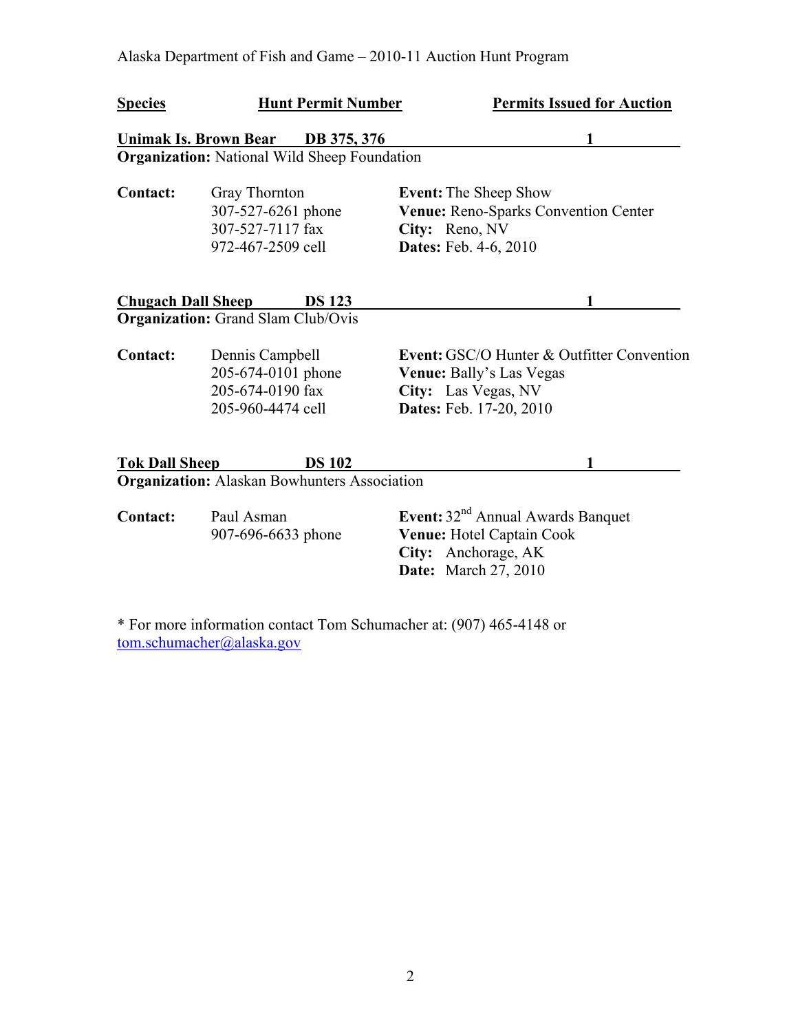| Species | Hunt Permit Number | Permits Issued for Auction |
|---|---|---|
| **Unimak Is. Brown Bear** | **DB 375, 376** | **1** |

**Organization:** National Wild Sheep Foundation

**Contact:** Gray Thornton
307-527-6261 phone
307-527-7117 fax
972-467-2509 cell

**Event:** The Sheep Show
**Venue:** Reno-Sparks Convention Center
**City:** Reno, NV
**Dates:** Feb. 4-6, 2010

| | | |
|---|---|---|
| **Chugach Dall Sheep** | **DS 123** | **1** |

**Organization:** Grand Slam Club/Ovis

**Contact:** Dennis Campbell
205-674-0101 phone
205-674-0190 fax
205-960-4474 cell

**Event:** GSC/O Hunter & Outfitter Convention
**Venue:** Bally's Las Vegas
**City:** Las Vegas, NV
**Dates:** Feb. 17-20, 2010

| | | |
|---|---|---|
| **Tok Dall Sheep** | **DS 102** | **1** |

**Organization:** Alaskan Bowhunters Association

**Contact:** Paul Asman
907-696-6633 phone

**Event:** 32nd Annual Awards Banquet
**Venue:** Hotel Captain Cook
**City:** Anchorage, AK
**Date:** March 27, 2010

* For more information contact Tom Schumacher at: (907) 465-4148 or tom.schumacher@alaska.gov